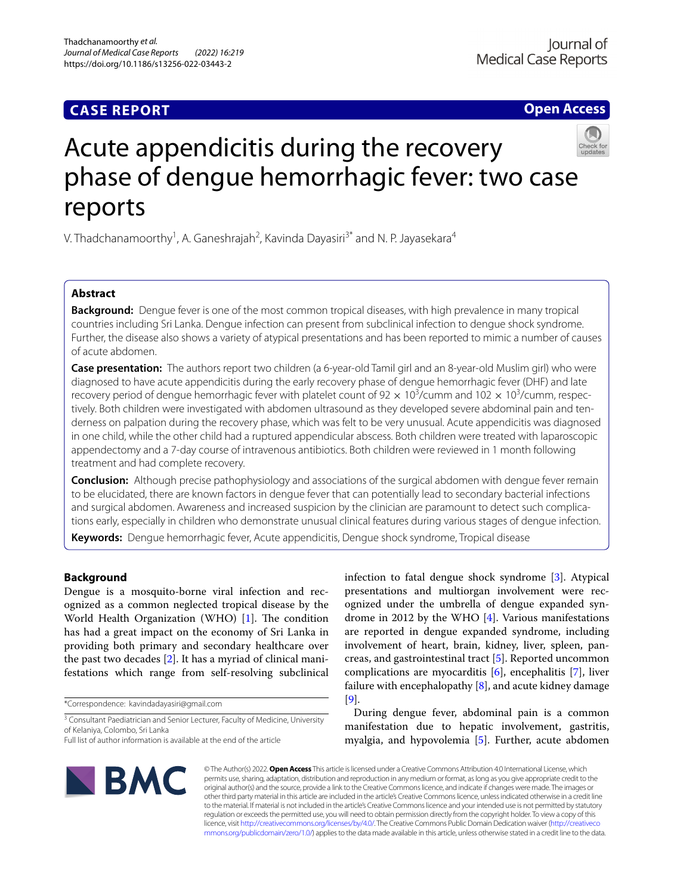CASE REPORT

Open Access

# Acute appendicitis during the recovery phase of dengue hemorrhagic fever: two case reports

V. Thadchanamoorthy[1], A. Ganeshrajah[2], Kavinda Dayasiri[3*] and N. P. Jayasekara[4]

## Abstract

**Background:** Dengue fever is one of the most common tropical diseases, with high prevalence in many tropical countries including Sri Lanka. Dengue infection can present from subclinical infection to dengue shock syndrome. Further, the disease also shows a variety of atypical presentations and has been reported to mimic a number of causes of acute abdomen.

**Case presentation:** The authors report two children (a 6-year-old Tamil girl and an 8-year-old Muslim girl) who were diagnosed to have acute appendicitis during the early recovery phase of dengue hemorrhagic fever (DHF) and late recovery period of dengue hemorrhagic fever with platelet count of $92 \times 10^3$/cumm and $102 \times 10^3$/cumm, respectively. Both children were investigated with abdomen ultrasound as they developed severe abdominal pain and tenderness on palpation during the recovery phase, which was felt to be very unusual. Acute appendicitis was diagnosed in one child, while the other child had a ruptured appendicular abscess. Both children were treated with laparoscopic appendectomy and a 7-day course of intravenous antibiotics. Both children were reviewed in 1 month following treatment and had complete recovery.

**Conclusion:** Although precise pathophysiology and associations of the surgical abdomen with dengue fever remain to be elucidated, there are known factors in dengue fever that can potentially lead to secondary bacterial infections and surgical abdomen. Awareness and increased suspicion by the clinician are paramount to detect such complications early, especially in children who demonstrate unusual clinical features during various stages of dengue infection.

**Keywords:** Dengue hemorrhagic fever, Acute appendicitis, Dengue shock syndrome, Tropical disease

## Background

Dengue is a mosquito-borne viral infection and recognized as a common neglected tropical disease by the World Health Organization (WHO) [1]. The condition has had a great impact on the economy of Sri Lanka in providing both primary and secondary healthcare over the past two decades [2]. It has a myriad of clinical manifestations which range from self-resolving subclinical infection to fatal dengue shock syndrome [3]. Atypical presentations and multiorgan involvement were recognized under the umbrella of dengue expanded syndrome in 2012 by the WHO [4]. Various manifestations are reported in dengue expanded syndrome, including involvement of heart, brain, kidney, liver, spleen, pancreas, and gastrointestinal tract [5]. Reported uncommon complications are myocarditis [6], encephalitis [7], liver failure with encephalopathy [8], and acute kidney damage [9].

During dengue fever, abdominal pain is a common manifestation due to hepatic involvement, gastritis, myalgia, and hypovolemia [5]. Further, acute abdomen

*Correspondence: kavindadayasiri@gmail.com

[3] Consultant Paediatrician and Senior Lecturer, Faculty of Medicine, University of Kelaniya, Colombo, Sri Lanka

Full list of author information is available at the end of the article

© The Author(s) 2022. **Open Access** This article is licensed under a Creative Commons Attribution 4.0 International License, which permits use, sharing, adaptation, distribution and reproduction in any medium or format, as long as you give appropriate credit to the original author(s) and the source, provide a link to the Creative Commons licence, and indicate if changes were made. The images or other third party material in this article are included in the article's Creative Commons licence, unless indicated otherwise in a credit line to the material. If material is not included in the article's Creative Commons licence and your intended use is not permitted by statutory regulation or exceeds the permitted use, you will need to obtain permission directly from the copyright holder. To view a copy of this licence, visit http://creativecommons.org/licenses/by/4.0/. The Creative Commons Public Domain Dedication waiver (http://creativecommons.org/publicdomain/zero/1.0/) applies to the data made available in this article, unless otherwise stated in a credit line to the data.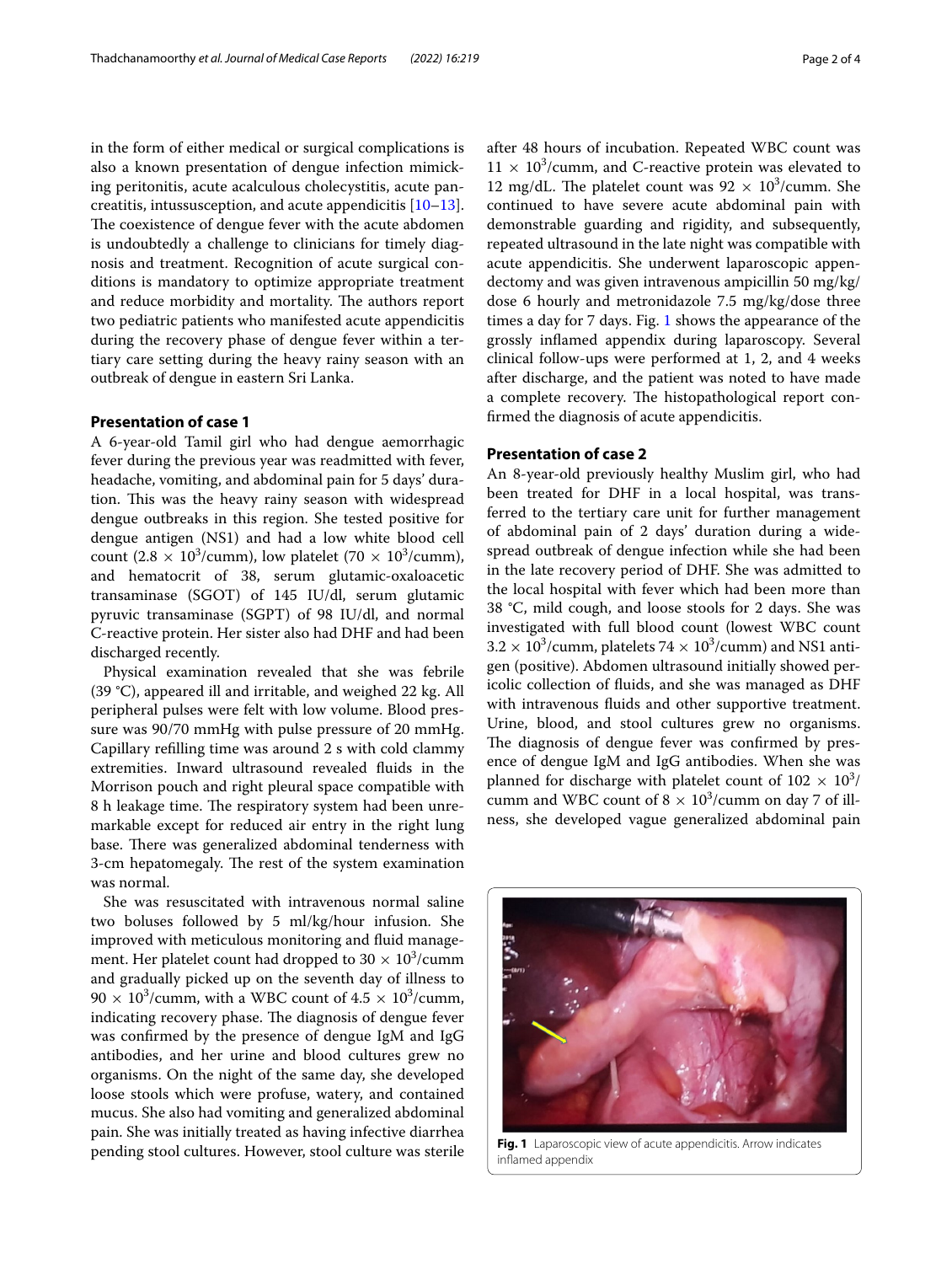in the form of either medical or surgical complications is also a known presentation of dengue infection mimicking peritonitis, acute acalculous cholecystitis, acute pancreatitis, intussusception, and acute appendicitis [10–13]. The coexistence of dengue fever with the acute abdomen is undoubtedly a challenge to clinicians for timely diagnosis and treatment. Recognition of acute surgical conditions is mandatory to optimize appropriate treatment and reduce morbidity and mortality. The authors report two pediatric patients who manifested acute appendicitis during the recovery phase of dengue fever within a tertiary care setting during the heavy rainy season with an outbreak of dengue in eastern Sri Lanka.

## Presentation of case 1

A 6-year-old Tamil girl who had dengue aemorrhagic fever during the previous year was readmitted with fever, headache, vomiting, and abdominal pain for 5 days' duration. This was the heavy rainy season with widespread dengue outbreaks in this region. She tested positive for dengue antigen (NS1) and had a low white blood cell count ($2.8 \times 10^3$/cumm), low platelet ($70 \times 10^3$/cumm), and hematocrit of 38, serum glutamic-oxaloacetic transaminase (SGOT) of 145 IU/dl, serum glutamic pyruvic transaminase (SGPT) of 98 IU/dl, and normal C-reactive protein. Her sister also had DHF and had been discharged recently.

Physical examination revealed that she was febrile (39 °C), appeared ill and irritable, and weighed 22 kg. All peripheral pulses were felt with low volume. Blood pressure was 90/70 mmHg with pulse pressure of 20 mmHg. Capillary refilling time was around 2 s with cold clammy extremities. Inward ultrasound revealed fluids in the Morrison pouch and right pleural space compatible with 8 h leakage time. The respiratory system had been unremarkable except for reduced air entry in the right lung base. There was generalized abdominal tenderness with 3-cm hepatomegaly. The rest of the system examination was normal.

She was resuscitated with intravenous normal saline two boluses followed by 5 ml/kg/hour infusion. She improved with meticulous monitoring and fluid management. Her platelet count had dropped to $30 \times 10^3$/cumm and gradually picked up on the seventh day of illness to $90 \times 10^3$/cumm, with a WBC count of $4.5 \times 10^3$/cumm, indicating recovery phase. The diagnosis of dengue fever was confirmed by the presence of dengue IgM and IgG antibodies, and her urine and blood cultures grew no organisms. On the night of the same day, she developed loose stools which were profuse, watery, and contained mucus. She also had vomiting and generalized abdominal pain. She was initially treated as having infective diarrhea pending stool cultures. However, stool culture was sterile after 48 hours of incubation. Repeated WBC count was $11 \times 10^3$/cumm, and C-reactive protein was elevated to 12 mg/dL. The platelet count was $92 \times 10^3$/cumm. She continued to have severe acute abdominal pain with demonstrable guarding and rigidity, and subsequently, repeated ultrasound in the late night was compatible with acute appendicitis. She underwent laparoscopic appendectomy and was given intravenous ampicillin 50 mg/kg/dose 6 hourly and metronidazole 7.5 mg/kg/dose three times a day for 7 days. Fig. 1 shows the appearance of the grossly inflamed appendix during laparoscopy. Several clinical follow-ups were performed at 1, 2, and 4 weeks after discharge, and the patient was noted to have made a complete recovery. The histopathological report confirmed the diagnosis of acute appendicitis.

## Presentation of case 2

An 8-year-old previously healthy Muslim girl, who had been treated for DHF in a local hospital, was transferred to the tertiary care unit for further management of abdominal pain of 2 days' duration during a widespread outbreak of dengue infection while she had been in the late recovery period of DHF. She was admitted to the local hospital with fever which had been more than 38 °C, mild cough, and loose stools for 2 days. She was investigated with full blood count (lowest WBC count $3.2 \times 10^3$/cumm, platelets $74 \times 10^3$/cumm) and NS1 antigen (positive). Abdomen ultrasound initially showed pericolic collection of fluids, and she was managed as DHF with intravenous fluids and other supportive treatment. Urine, blood, and stool cultures grew no organisms. The diagnosis of dengue fever was confirmed by presence of dengue IgM and IgG antibodies. When she was planned for discharge with platelet count of $102 \times 10^3$/cumm and WBC count of $8 \times 10^3$/cumm on day 7 of illness, she developed vague generalized abdominal pain

**Fig. 1** Laparoscopic view of acute appendicitis. Arrow indicates inflamed appendix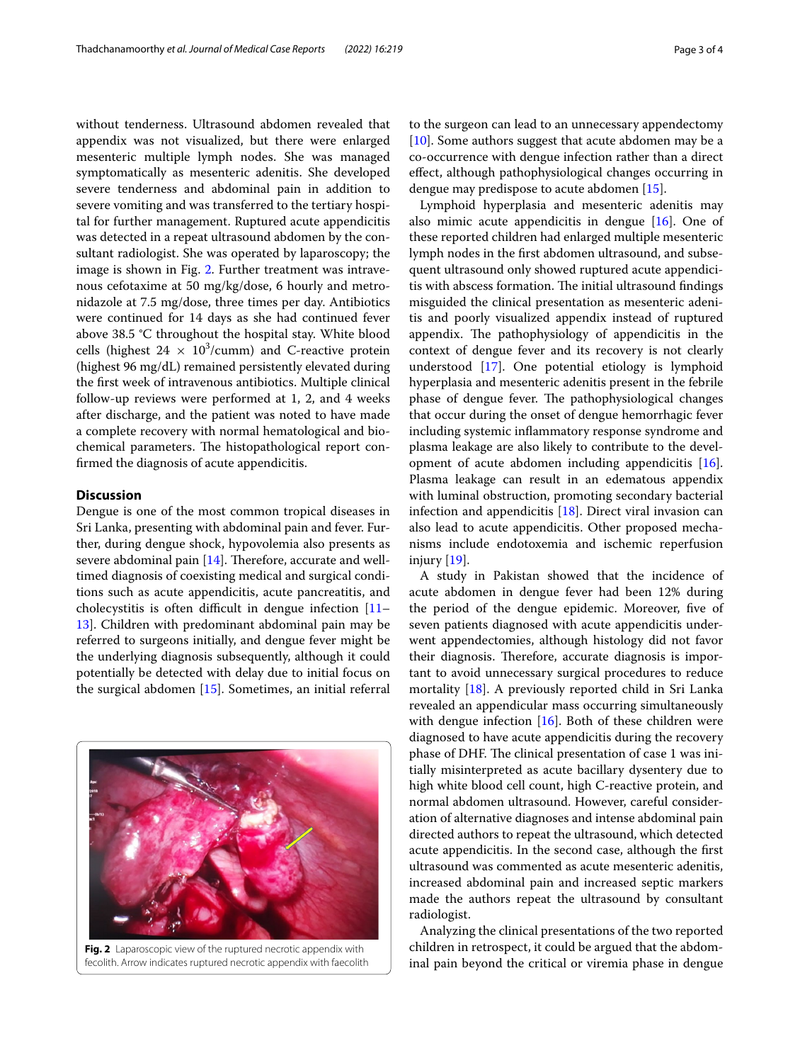without tenderness. Ultrasound abdomen revealed that appendix was not visualized, but there were enlarged mesenteric multiple lymph nodes. She was managed symptomatically as mesenteric adenitis. She developed severe tenderness and abdominal pain in addition to severe vomiting and was transferred to the tertiary hospital for further management. Ruptured acute appendicitis was detected in a repeat ultrasound abdomen by the consultant radiologist. She was operated by laparoscopy; the image is shown in Fig. 2. Further treatment was intravenous cefotaxime at 50 mg/kg/dose, 6 hourly and metronidazole at 7.5 mg/dose, three times per day. Antibiotics were continued for 14 days as she had continued fever above 38.5 °C throughout the hospital stay. White blood cells (highest 24 × $10^3$/cumm) and C-reactive protein (highest 96 mg/dL) remained persistently elevated during the first week of intravenous antibiotics. Multiple clinical follow-up reviews were performed at 1, 2, and 4 weeks after discharge, and the patient was noted to have made a complete recovery with normal hematological and biochemical parameters. The histopathological report confirmed the diagnosis of acute appendicitis.

## Discussion

Dengue is one of the most common tropical diseases in Sri Lanka, presenting with abdominal pain and fever. Further, during dengue shock, hypovolemia also presents as severe abdominal pain [14]. Therefore, accurate and well-timed diagnosis of coexisting medical and surgical conditions such as acute appendicitis, acute pancreatitis, and cholecystitis is often difficult in dengue infection [11–13]. Children with predominant abdominal pain may be referred to surgeons initially, and dengue fever might be the underlying diagnosis subsequently, although it could potentially be detected with delay due to initial focus on the surgical abdomen [15]. Sometimes, an initial referral to the surgeon can lead to an unnecessary appendectomy [10]. Some authors suggest that acute abdomen may be a co-occurrence with dengue infection rather than a direct effect, although pathophysiological changes occurring in dengue may predispose to acute abdomen [15].

**Fig. 2** Laparoscopic view of the ruptured necrotic appendix with fecolith. Arrow indicates ruptured necrotic appendix with faecolith

Lymphoid hyperplasia and mesenteric adenitis may also mimic acute appendicitis in dengue [16]. One of these reported children had enlarged multiple mesenteric lymph nodes in the first abdomen ultrasound, and subsequent ultrasound only showed ruptured acute appendicitis with abscess formation. The initial ultrasound findings misguided the clinical presentation as mesenteric adenitis and poorly visualized appendix instead of ruptured appendix. The pathophysiology of appendicitis in the context of dengue fever and its recovery is not clearly understood [17]. One potential etiology is lymphoid hyperplasia and mesenteric adenitis present in the febrile phase of dengue fever. The pathophysiological changes that occur during the onset of dengue hemorrhagic fever including systemic inflammatory response syndrome and plasma leakage are also likely to contribute to the development of acute abdomen including appendicitis [16]. Plasma leakage can result in an edematous appendix with luminal obstruction, promoting secondary bacterial infection and appendicitis [18]. Direct viral invasion can also lead to acute appendicitis. Other proposed mechanisms include endotoxemia and ischemic reperfusion injury [19].

A study in Pakistan showed that the incidence of acute abdomen in dengue fever had been 12% during the period of the dengue epidemic. Moreover, five of seven patients diagnosed with acute appendicitis underwent appendectomies, although histology did not favor their diagnosis. Therefore, accurate diagnosis is important to avoid unnecessary surgical procedures to reduce mortality [18]. A previously reported child in Sri Lanka revealed an appendicular mass occurring simultaneously with dengue infection [16]. Both of these children were diagnosed to have acute appendicitis during the recovery phase of DHF. The clinical presentation of case 1 was initially misinterpreted as acute bacillary dysentery due to high white blood cell count, high C-reactive protein, and normal abdomen ultrasound. However, careful consideration of alternative diagnoses and intense abdominal pain directed authors to repeat the ultrasound, which detected acute appendicitis. In the second case, although the first ultrasound was commented as acute mesenteric adenitis, increased abdominal pain and increased septic markers made the authors repeat the ultrasound by consultant radiologist.

Analyzing the clinical presentations of the two reported children in retrospect, it could be argued that the abdominal pain beyond the critical or viremia phase in dengue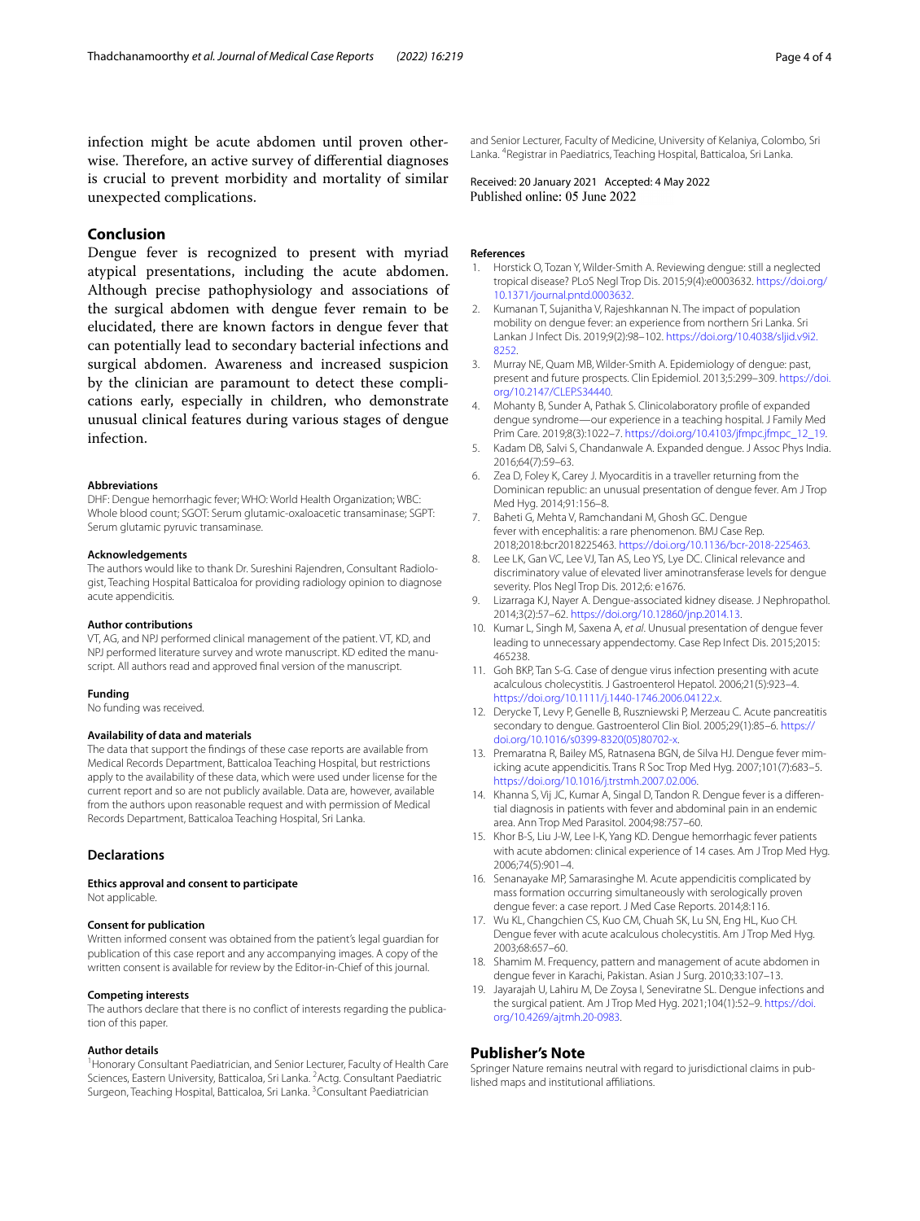infection might be acute abdomen until proven otherwise. Therefore, an active survey of differential diagnoses is crucial to prevent morbidity and mortality of similar unexpected complications.

## Conclusion

Dengue fever is recognized to present with myriad atypical presentations, including the acute abdomen. Although precise pathophysiology and associations of the surgical abdomen with dengue fever remain to be elucidated, there are known factors in dengue fever that can potentially lead to secondary bacterial infections and surgical abdomen. Awareness and increased suspicion by the clinician are paramount to detect these complications early, especially in children, who demonstrate unusual clinical features during various stages of dengue infection.

#### Abbreviations

DHF: Dengue hemorrhagic fever; WHO: World Health Organization; WBC: Whole blood count; SGOT: Serum glutamic-oxaloacetic transaminase; SGPT: Serum glutamic pyruvic transaminase.

#### Acknowledgements

The authors would like to thank Dr. Sureshini Rajendren, Consultant Radiologist, Teaching Hospital Batticaloa for providing radiology opinion to diagnose acute appendicitis.

#### Author contributions

VT, AG, and NPJ performed clinical management of the patient. VT, KD, and NPJ performed literature survey and wrote manuscript. KD edited the manuscript. All authors read and approved final version of the manuscript.

#### Funding

No funding was received.

#### Availability of data and materials

The data that support the findings of these case reports are available from Medical Records Department, Batticaloa Teaching Hospital, but restrictions apply to the availability of these data, which were used under license for the current report and so are not publicly available. Data are, however, available from the authors upon reasonable request and with permission of Medical Records Department, Batticaloa Teaching Hospital, Sri Lanka.

### Declarations

#### Ethics approval and consent to participate

Not applicable.

#### Consent for publication

Written informed consent was obtained from the patient's legal guardian for publication of this case report and any accompanying images. A copy of the written consent is available for review by the Editor-in-Chief of this journal.

#### Competing interests

The authors declare that there is no conflict of interests regarding the publication of this paper.

#### Author details

[1]Honorary Consultant Paediatrician, and Senior Lecturer, Faculty of Health Care Sciences, Eastern University, Batticaloa, Sri Lanka. [2]Actg. Consultant Paediatric Surgeon, Teaching Hospital, Batticaloa, Sri Lanka. [3]Consultant Paediatrician and Senior Lecturer, Faculty of Medicine, University of Kelaniya, Colombo, Sri Lanka. [4]Registrar in Paediatrics, Teaching Hospital, Batticaloa, Sri Lanka.

Received: 20 January 2021 Accepted: 4 May 2022
Published online: 05 June 2022

#### References

1. Horstick O, Tozan Y, Wilder-Smith A. Reviewing dengue: still a neglected tropical disease? PLoS Negl Trop Dis. 2015;9(4):e0003632. https://doi.org/10.1371/journal.pntd.0003632.
2. Kumanan T, Sujanitha V, Rajeshkannan N. The impact of population mobility on dengue fever: an experience from northern Sri Lanka. Sri Lankan J Infect Dis. 2019;9(2):98–102. https://doi.org/10.4038/sljid.v9i2.8252.
3. Murray NE, Quam MB, Wilder-Smith A. Epidemiology of dengue: past, present and future prospects. Clin Epidemiol. 2013;5:299–309. https://doi.org/10.2147/CLEP.S34440.
4. Mohanty B, Sunder A, Pathak S. Clinicolaboratory profile of expanded dengue syndrome—our experience in a teaching hospital. J Family Med Prim Care. 2019;8(3):1022–7. https://doi.org/10.4103/jfmpc.jfmpc_12_19.
5. Kadam DB, Salvi S, Chandanwale A. Expanded dengue. J Assoc Phys India. 2016;64(7):59–63.
6. Zea D, Foley K, Carey J. Myocarditis in a traveller returning from the Dominican republic: an unusual presentation of dengue fever. Am J Trop Med Hyg. 2014;91:156–8.
7. Baheti G, Mehta V, Ramchandani M, Ghosh GC. Dengue fever with encephalitis: a rare phenomenon. BMJ Case Rep. 2018;2018:bcr2018225463. https://doi.org/10.1136/bcr-2018-225463.
8. Lee LK, Gan VC, Lee VJ, Tan AS, Leo YS, Lye DC. Clinical relevance and discriminatory value of elevated liver aminotransferase levels for dengue severity. Plos Negl Trop Dis. 2012;6: e1676.
9. Lizarraga KJ, Nayer A. Dengue-associated kidney disease. J Nephropathol. 2014;3(2):57–62. https://doi.org/10.12860/jnp.2014.13.
10. Kumar L, Singh M, Saxena A, *et al*. Unusual presentation of dengue fever leading to unnecessary appendectomy. Case Rep Infect Dis. 2015;2015: 465238.
11. Goh BKP, Tan S-G. Case of dengue virus infection presenting with acute acalculous cholecystitis. J Gastroenterol Hepatol. 2006;21(5):923–4. https://doi.org/10.1111/j.1440-1746.2006.04122.x.
12. Derycke T, Levy P, Genelle B, Ruszniewski P, Merzeau C. Acute pancreatitis secondary to dengue. Gastroenterol Clin Biol. 2005;29(1):85–6. https://doi.org/10.1016/s0399-8320(05)80702-x.
13. Premaratna R, Bailey MS, Ratnasena BGN, de Silva HJ. Dengue fever mimicking acute appendicitis. Trans R Soc Trop Med Hyg. 2007;101(7):683–5. https://doi.org/10.1016/j.trstmh.2007.02.006.
14. Khanna S, Vij JC, Kumar A, Singal D, Tandon R. Dengue fever is a differential diagnosis in patients with fever and abdominal pain in an endemic area. Ann Trop Med Parasitol. 2004;98:757–60.
15. Khor B-S, Liu J-W, Lee I-K, Yang KD. Dengue hemorrhagic fever patients with acute abdomen: clinical experience of 14 cases. Am J Trop Med Hyg. 2006;74(5):901–4.
16. Senanayake MP, Samarasinghe M. Acute appendicitis complicated by mass formation occurring simultaneously with serologically proven dengue fever: a case report. J Med Case Reports. 2014;8:116.
17. Wu KL, Changchien CS, Kuo CM, Chuah SK, Lu SN, Eng HL, Kuo CH. Dengue fever with acute acalculous cholecystitis. Am J Trop Med Hyg. 2003;68:657–60.
18. Shamim M. Frequency, pattern and management of acute abdomen in dengue fever in Karachi, Pakistan. Asian J Surg. 2010;33:107–13.
19. Jayarajah U, Lahiru M, De Zoysa I, Seneviratne SL. Dengue infections and the surgical patient. Am J Trop Med Hyg. 2021;104(1):52–9. https://doi.org/10.4269/ajtmh.20-0983.

## Publisher's Note

Springer Nature remains neutral with regard to jurisdictional claims in published maps and institutional affiliations.